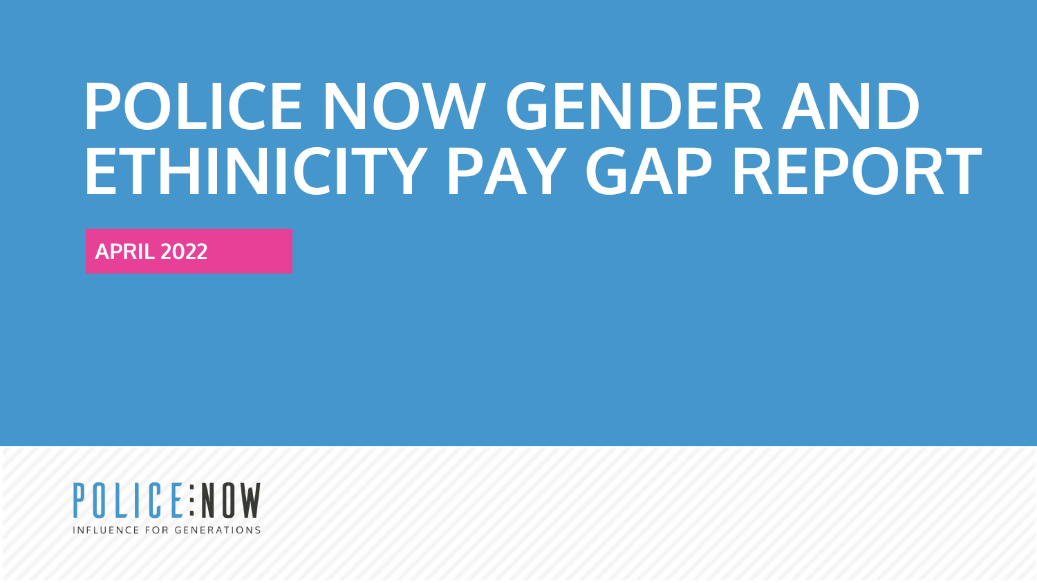# POLICE NOW GENDER AND ETHINICITY PAY GAP REPORT

**APRIL 2022**

POLICE:NOW

INFLUENCE FOR GENERATIONS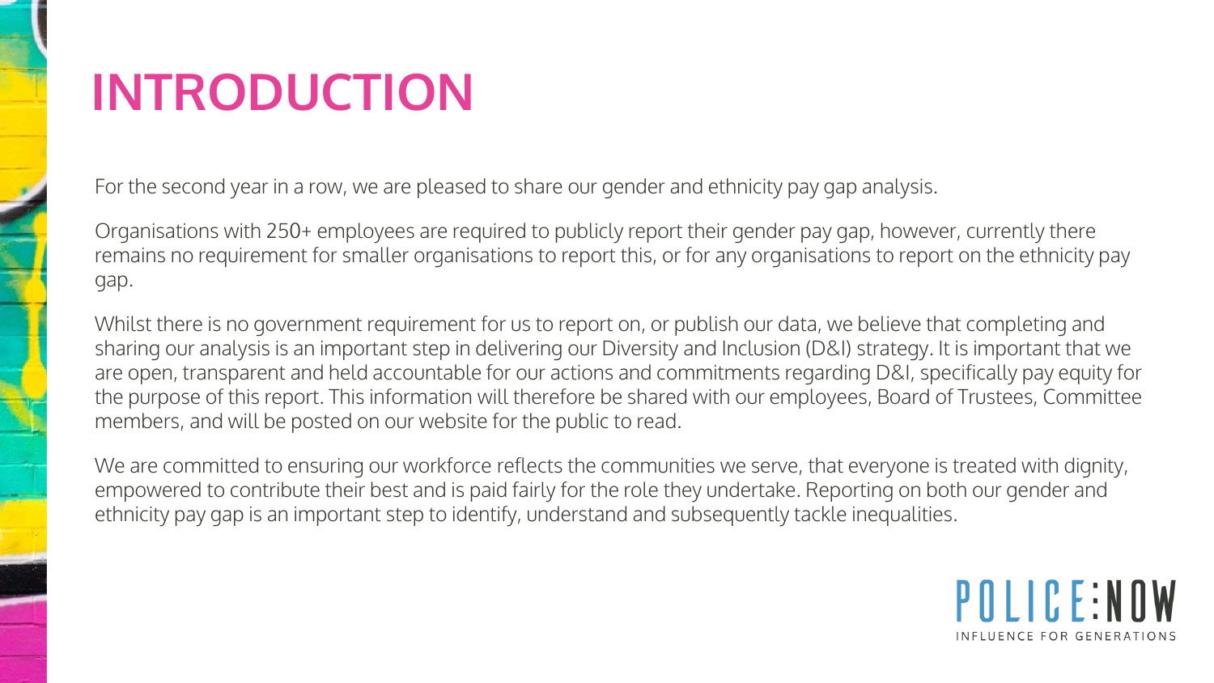# INTRODUCTION

For the second year in a row, we are pleased to share our gender and ethnicity pay gap analysis.

Organisations with 250+ employees are required to publicly report their gender pay gap, however, currently there remains no requirement for smaller organisations to report this, or for any organisations to report on the ethnicity pay gap.

Whilst there is no government requirement for us to report on, or publish our data, we believe that completing and sharing our analysis is an important step in delivering our Diversity and Inclusion (D&I) strategy. It is important that we are open, transparent and held accountable for our actions and commitments regarding D&I, specifically pay equity for the purpose of this report. This information will therefore be shared with our employees, Board of Trustees, Committee members, and will be posted on our website for the public to read.

We are committed to ensuring our workforce reflects the communities we serve, that everyone is treated with dignity, empowered to contribute their best and is paid fairly for the role they undertake. Reporting on both our gender and ethnicity pay gap is an important step to identify, understand and subsequently tackle inequalities.

POLICE:NOW
INFLUENCE FOR GENERATIONS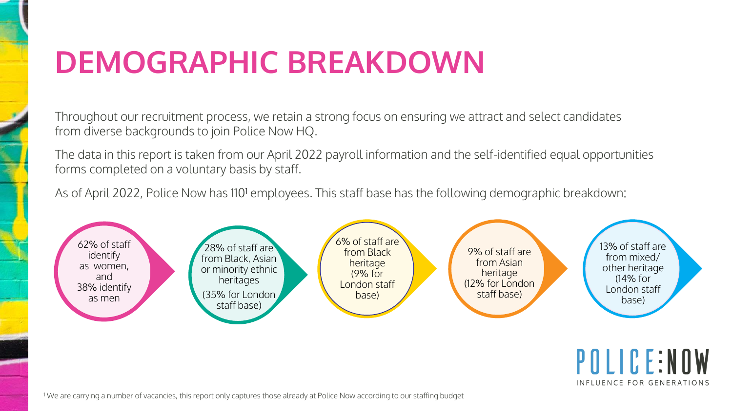# DEMOGRAPHIC BREAKDOWN

Throughout our recruitment process, we retain a strong focus on ensuring we attract and select candidates from diverse backgrounds to join Police Now HQ.

The data in this report is taken from our April 2022 payroll information and the self-identified equal opportunities forms completed on a voluntary basis by staff.

As of April 2022, Police Now has 110[1] employees. This staff base has the following demographic breakdown:

- 62% of staff identify as women, and 38% identify as men
- 28% of staff are from Black, Asian or minority ethnic heritages (35% for London staff base)
- 6% of staff are from Black heritage (9% for London staff base)
- 9% of staff are from Asian heritage (12% for London staff base)
- 13% of staff are from mixed/ other heritage (14% for London staff base)

POLICE:NOW
INFLUENCE FOR GENERATIONS

[1] We are carrying a number of vacancies, this report only captures those already at Police Now according to our staffing budget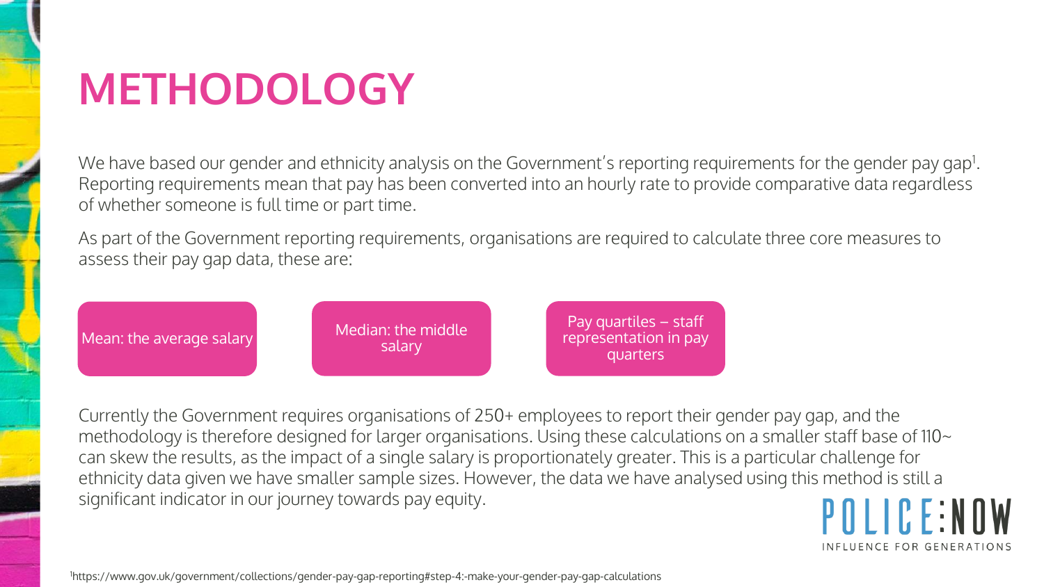# METHODOLOGY

We have based our gender and ethnicity analysis on the Government's reporting requirements for the gender pay gap[1]. Reporting requirements mean that pay has been converted into an hourly rate to provide comparative data regardless of whether someone is full time or part time.

As part of the Government reporting requirements, organisations are required to calculate three core measures to assess their pay gap data, these are:

- Mean: the average salary
- Median: the middle salary
- Pay quartiles – staff representation in pay quarters

Currently the Government requires organisations of 250+ employees to report their gender pay gap, and the methodology is therefore designed for larger organisations. Using these calculations on a smaller staff base of 110~ can skew the results, as the impact of a single salary is proportionately greater. This is a particular challenge for ethnicity data given we have smaller sample sizes. However, the data we have analysed using this method is still a significant indicator in our journey towards pay equity.

POLICE:NOW
INFLUENCE FOR GENERATIONS

[1]https://www.gov.uk/government/collections/gender-pay-gap-reporting#step-4:-make-your-gender-pay-gap-calculations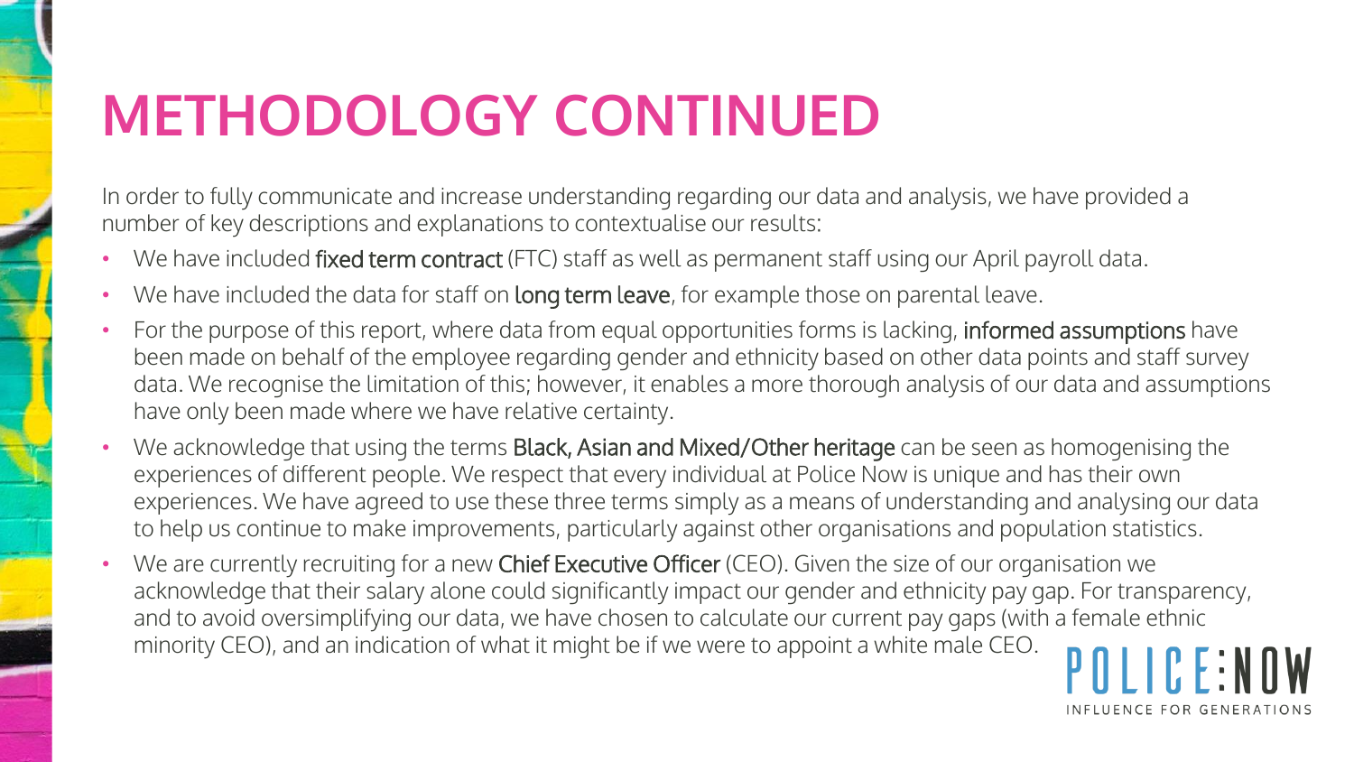# METHODOLOGY CONTINUED

In order to fully communicate and increase understanding regarding our data and analysis, we have provided a number of key descriptions and explanations to contextualise our results:

- We have included **fixed term contract** (FTC) staff as well as permanent staff using our April payroll data.
- We have included the data for staff on **long term leave**, for example those on parental leave.
- For the purpose of this report, where data from equal opportunities forms is lacking, **informed assumptions** have been made on behalf of the employee regarding gender and ethnicity based on other data points and staff survey data. We recognise the limitation of this; however, it enables a more thorough analysis of our data and assumptions have only been made where we have relative certainty.
- We acknowledge that using the terms **Black, Asian and Mixed/Other heritage** can be seen as homogenising the experiences of different people. We respect that every individual at Police Now is unique and has their own experiences. We have agreed to use these three terms simply as a means of understanding and analysing our data to help us continue to make improvements, particularly against other organisations and population statistics.
- We are currently recruiting for a new **Chief Executive Officer** (CEO). Given the size of our organisation we acknowledge that their salary alone could significantly impact our gender and ethnicity pay gap. For transparency, and to avoid oversimplifying our data, we have chosen to calculate our current pay gaps (with a female ethnic minority CEO), and an indication of what it might be if we were to appoint a white male CEO.

POLICE:NOW

INFLUENCE FOR GENERATIONS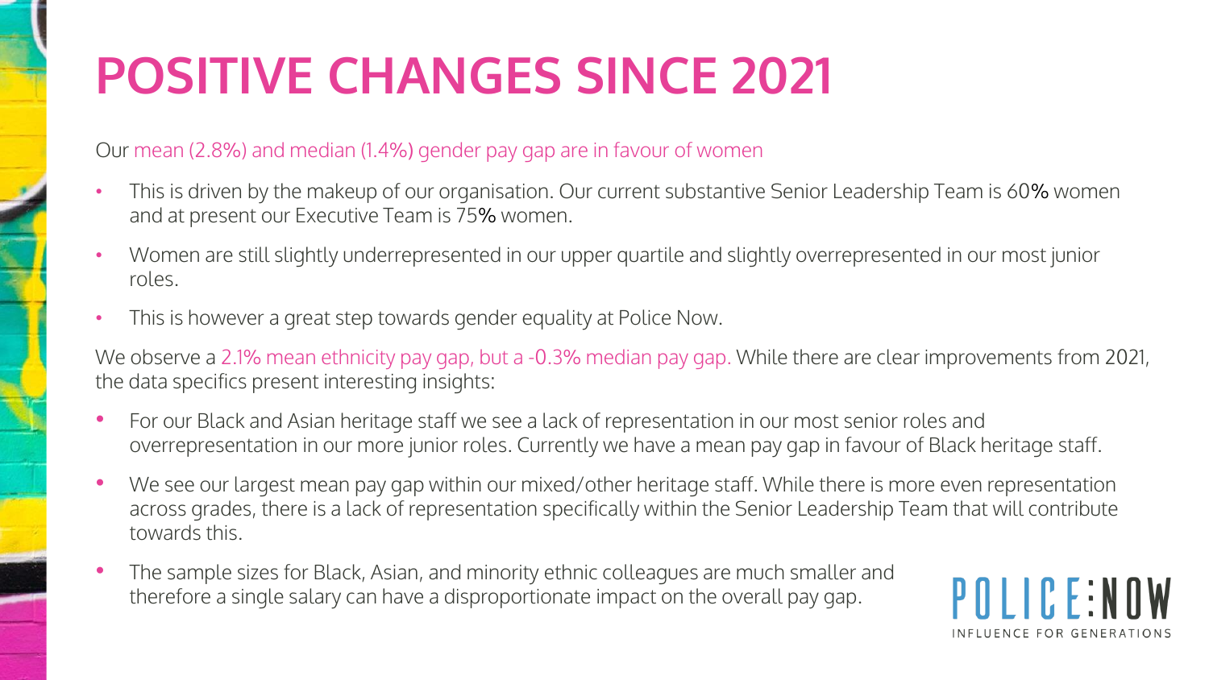# POSITIVE CHANGES SINCE 2021

Our mean (2.8%) and median (1.4%) gender pay gap are in favour of women

- This is driven by the makeup of our organisation. Our current substantive Senior Leadership Team is 60% women and at present our Executive Team is 75% women.
- Women are still slightly underrepresented in our upper quartile and slightly overrepresented in our most junior roles.
- This is however a great step towards gender equality at Police Now.

We observe a 2.1% mean ethnicity pay gap, but a -0.3% median pay gap. While there are clear improvements from 2021, the data specifics present interesting insights:

- For our Black and Asian heritage staff we see a lack of representation in our most senior roles and overrepresentation in our more junior roles. Currently we have a mean pay gap in favour of Black heritage staff.
- We see our largest mean pay gap within our mixed/other heritage staff. While there is more even representation across grades, there is a lack of representation specifically within the Senior Leadership Team that will contribute towards this.
- The sample sizes for Black, Asian, and minority ethnic colleagues are much smaller and therefore a single salary can have a disproportionate impact on the overall pay gap.

POLICE:NOW
INFLUENCE FOR GENERATIONS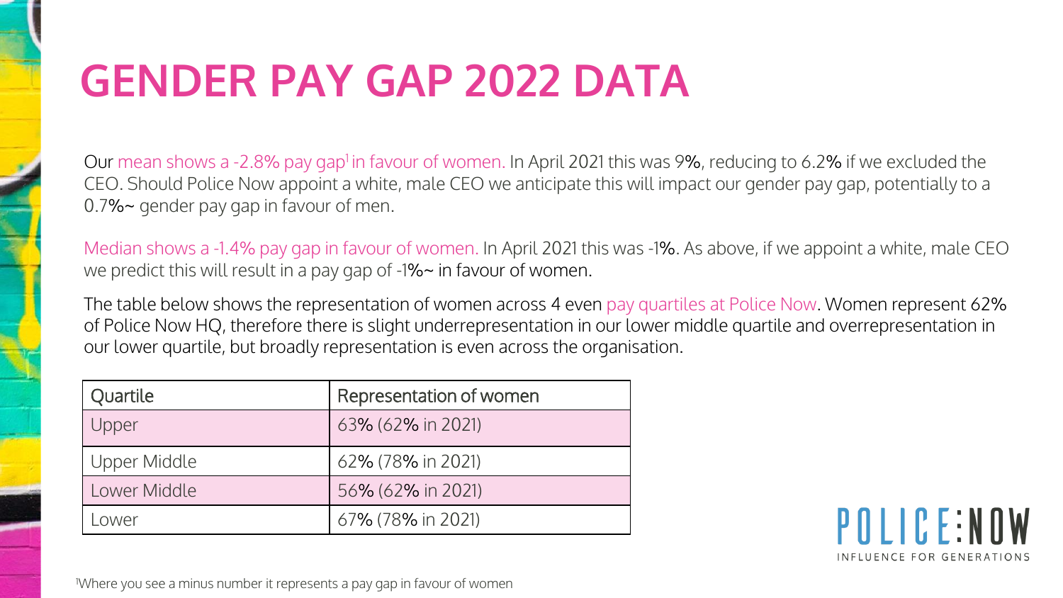# GENDER PAY GAP 2022 DATA

Our mean shows a -2.8% pay gap[1] in favour of women. In April 2021 this was 9%, reducing to 6.2% if we excluded the CEO. Should Police Now appoint a white, male CEO we anticipate this will impact our gender pay gap, potentially to a 0.7%~ gender pay gap in favour of men.

Median shows a -1.4% pay gap in favour of women. In April 2021 this was -1%. As above, if we appoint a white, male CEO we predict this will result in a pay gap of -1%~ in favour of women.

The table below shows the representation of women across 4 even pay quartiles at Police Now. Women represent 62% of Police Now HQ, therefore there is slight underrepresentation in our lower middle quartile and overrepresentation in our lower quartile, but broadly representation is even across the organisation.

| Quartile | Representation of women |
|---|---|
| Upper | 63% (62% in 2021) |
| Upper Middle | 62% (78% in 2021) |
| Lower Middle | 56% (62% in 2021) |
| Lower | 67% (78% in 2021) |

POLICE:NOW
INFLUENCE FOR GENERATIONS

[1]Where you see a minus number it represents a pay gap in favour of women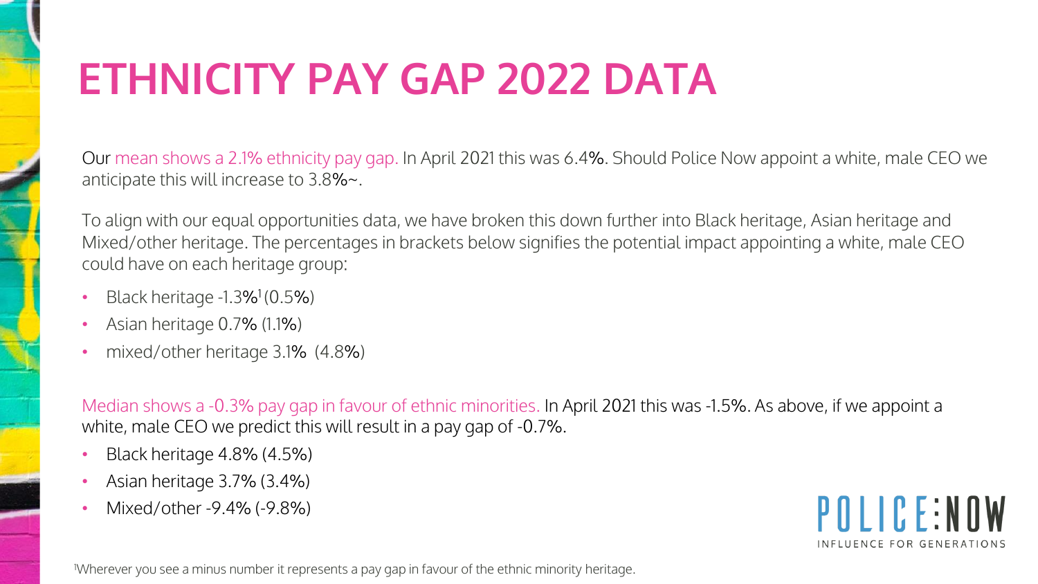# ETHNICITY PAY GAP 2022 DATA

Our mean shows a 2.1% ethnicity pay gap. In April 2021 this was 6.4%. Should Police Now appoint a white, male CEO we anticipate this will increase to 3.8%~.

To align with our equal opportunities data, we have broken this down further into Black heritage, Asian heritage and Mixed/other heritage. The percentages in brackets below signifies the potential impact appointing a white, male CEO could have on each heritage group:

- Black heritage -1.3%[1] (0.5%)
- Asian heritage 0.7% (1.1%)
- mixed/other heritage 3.1% (4.8%)

Median shows a -0.3% pay gap in favour of ethnic minorities. In April 2021 this was -1.5%. As above, if we appoint a white, male CEO we predict this will result in a pay gap of -0.7%.

- Black heritage 4.8% (4.5%)
- Asian heritage 3.7% (3.4%)
- Mixed/other -9.4% (-9.8%)

POLICE:NOW

INFLUENCE FOR GENERATIONS

[1]Wherever you see a minus number it represents a pay gap in favour of the ethnic minority heritage.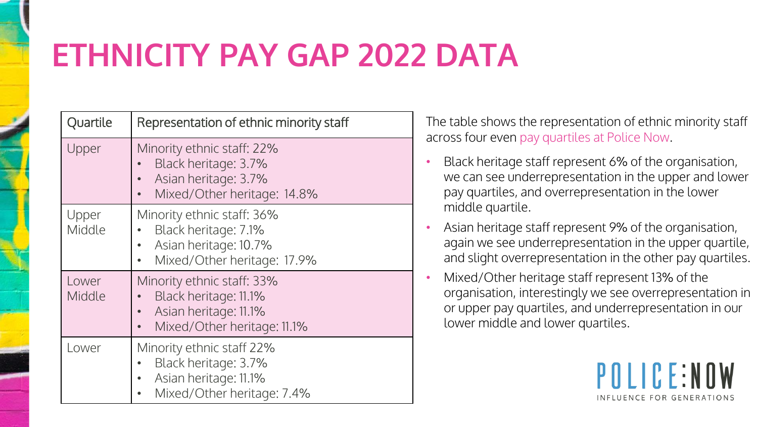# ETHNICITY PAY GAP 2022 DATA

| Quartile | Representation of ethnic minority staff |
| --- | --- |
| Upper | Minority ethnic staff: 22%<br>• Black heritage: 3.7%<br>• Asian heritage: 3.7%<br>• Mixed/Other heritage: 14.8% |
| Upper Middle | Minority ethnic staff: 36%<br>• Black heritage: 7.1%<br>• Asian heritage: 10.7%<br>• Mixed/Other heritage: 17.9% |
| Lower Middle | Minority ethnic staff: 33%<br>• Black heritage: 11.1%<br>• Asian heritage: 11.1%<br>• Mixed/Other heritage: 11.1% |
| Lower | Minority ethnic staff 22%<br>• Black heritage: 3.7%<br>• Asian heritage: 11.1%<br>• Mixed/Other heritage: 7.4% |

The table shows the representation of ethnic minority staff across four even pay quartiles at Police Now.

- Black heritage staff represent 6% of the organisation, we can see underrepresentation in the upper and lower pay quartiles, and overrepresentation in the lower middle quartile.
- Asian heritage staff represent 9% of the organisation, again we see underrepresentation in the upper quartile, and slight overrepresentation in the other pay quartiles.
- Mixed/Other heritage staff represent 13% of the organisation, interestingly we see overrepresentation in or upper pay quartiles, and underrepresentation in our lower middle and lower quartiles.

POLICE:NOW

INFLUENCE FOR GENERATIONS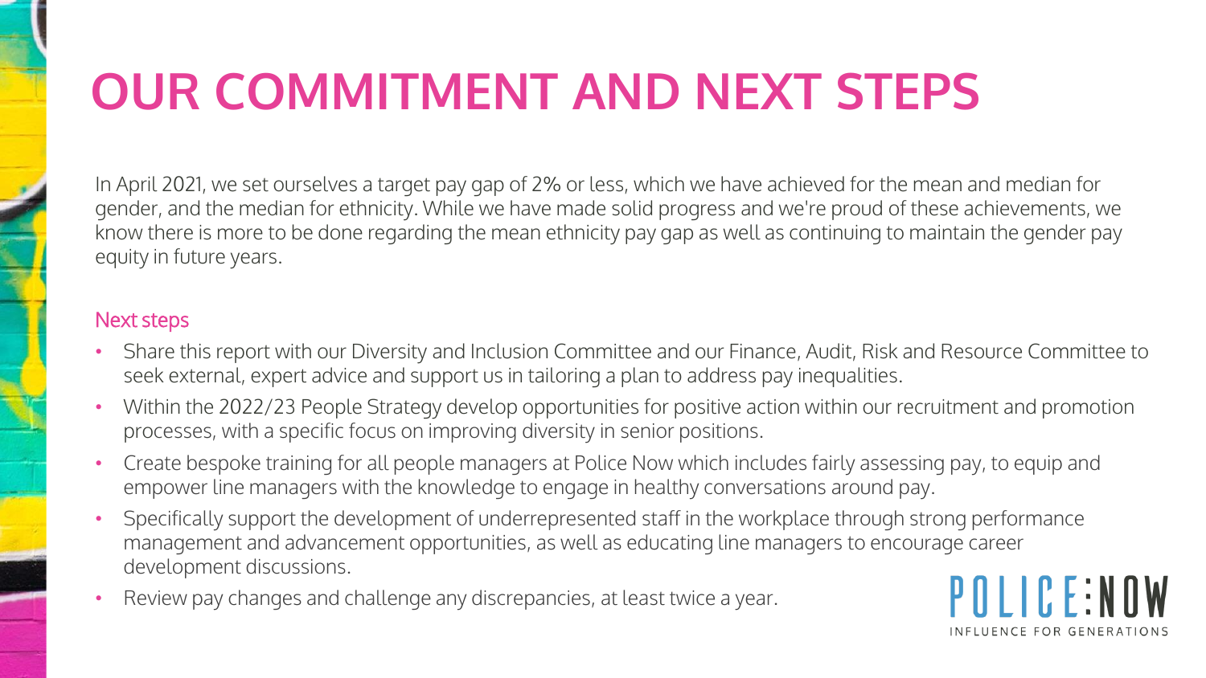# OUR COMMITMENT AND NEXT STEPS

In April 2021, we set ourselves a target pay gap of 2% or less, which we have achieved for the mean and median for gender, and the median for ethnicity. While we have made solid progress and we're proud of these achievements, we know there is more to be done regarding the mean ethnicity pay gap as well as continuing to maintain the gender pay equity in future years.

## Next steps

- Share this report with our Diversity and Inclusion Committee and our Finance, Audit, Risk and Resource Committee to seek external, expert advice and support us in tailoring a plan to address pay inequalities.
- Within the 2022/23 People Strategy develop opportunities for positive action within our recruitment and promotion processes, with a specific focus on improving diversity in senior positions.
- Create bespoke training for all people managers at Police Now which includes fairly assessing pay, to equip and empower line managers with the knowledge to engage in healthy conversations around pay.
- Specifically support the development of underrepresented staff in the workplace through strong performance management and advancement opportunities, as well as educating line managers to encourage career development discussions.
- Review pay changes and challenge any discrepancies, at least twice a year.

POLICE:NOW

INFLUENCE FOR GENERATIONS